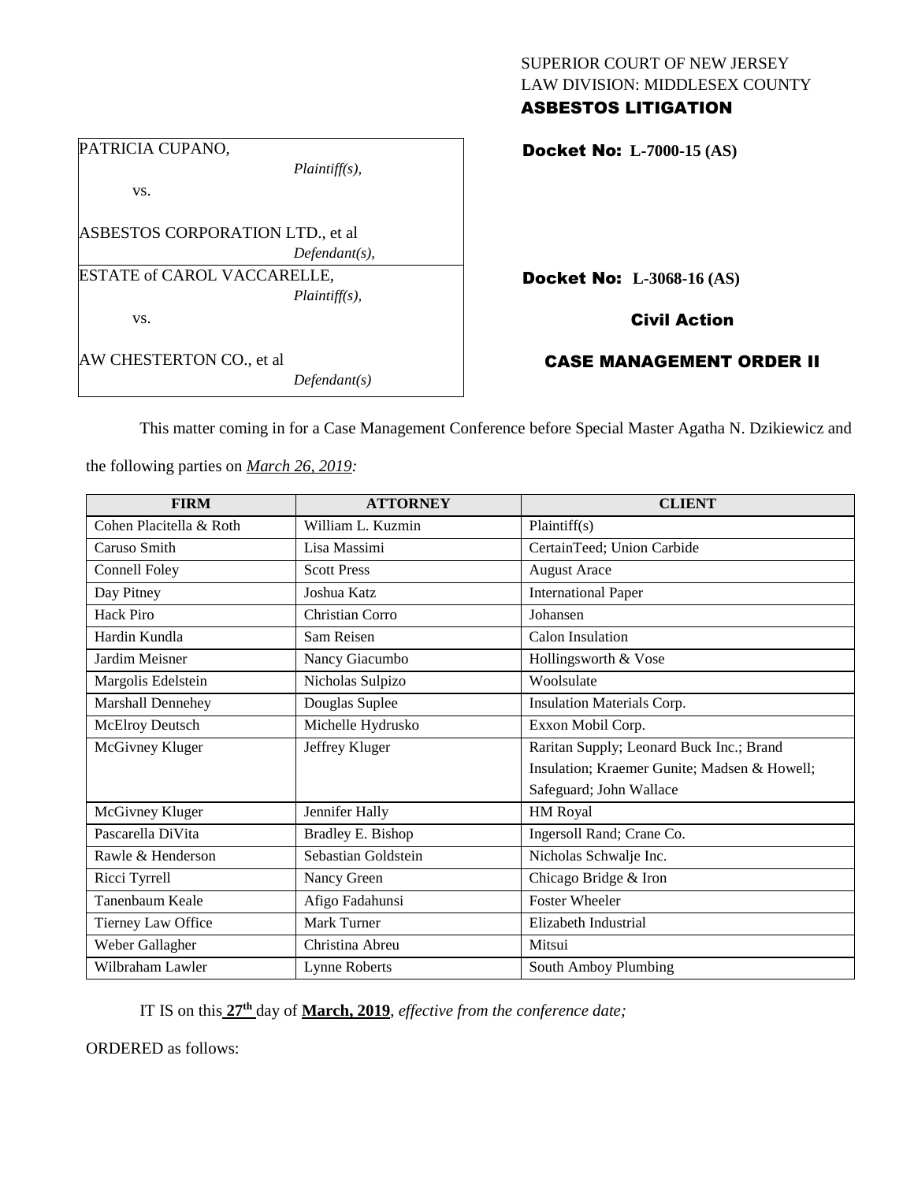SUPERIOR COURT OF NEW JERSEY
LAW DIVISION: MIDDLESEX COUNTY
**ASBESTOS LITIGATION**

| | |
|---|---|
| PATRICIA CUPANO, *Plaintiff(s),* vs. ASBESTOS CORPORATION LTD., et al *Defendant(s),* | **Docket No: L-7000-15 (AS)** |
| ESTATE of CAROL VACCARELLE, *Plaintiff(s),* vs. AW CHESTERTON CO., et al *Defendant(s)* | **Docket No: L-3068-16 (AS)** |

**Civil Action**

**CASE MANAGEMENT ORDER II**

This matter coming in for a Case Management Conference before Special Master Agatha N. Dzikiewicz and the following parties on *March 26, 2019:*

| FIRM | ATTORNEY | CLIENT |
|---|---|---|
| Cohen Placitella & Roth | William L. Kuzmin | Plaintiff(s) |
| Caruso Smith | Lisa Massimi | CertainTeed; Union Carbide |
| Connell Foley | Scott Press | August Arace |
| Day Pitney | Joshua Katz | International Paper |
| Hack Piro | Christian Corro | Johansen |
| Hardin Kundla | Sam Reisen | Calon Insulation |
| Jardim Meisner | Nancy Giacumbo | Hollingsworth & Vose |
| Margolis Edelstein | Nicholas Sulpizo | Woolsulate |
| Marshall Dennehey | Douglas Suplee | Insulation Materials Corp. |
| McElroy Deutsch | Michelle Hydrusko | Exxon Mobil Corp. |
| McGivney Kluger | Jeffrey Kluger | Raritan Supply; Leonard Buck Inc.; Brand Insulation; Kraemer Gunite; Madsen & Howell; Safeguard; John Wallace |
| McGivney Kluger | Jennifer Hally | HM Royal |
| Pascarella DiVita | Bradley E. Bishop | Ingersoll Rand; Crane Co. |
| Rawle & Henderson | Sebastian Goldstein | Nicholas Schwalje Inc. |
| Ricci Tyrrell | Nancy Green | Chicago Bridge & Iron |
| Tanenbaum Keale | Afigo Fadahunsi | Foster Wheeler |
| Tierney Law Office | Mark Turner | Elizabeth Industrial |
| Weber Gallagher | Christina Abreu | Mitsui |
| Wilbraham Lawler | Lynne Roberts | South Amboy Plumbing |

IT IS on this **27th** day of **March, 2019**, *effective from the conference date;*

ORDERED as follows: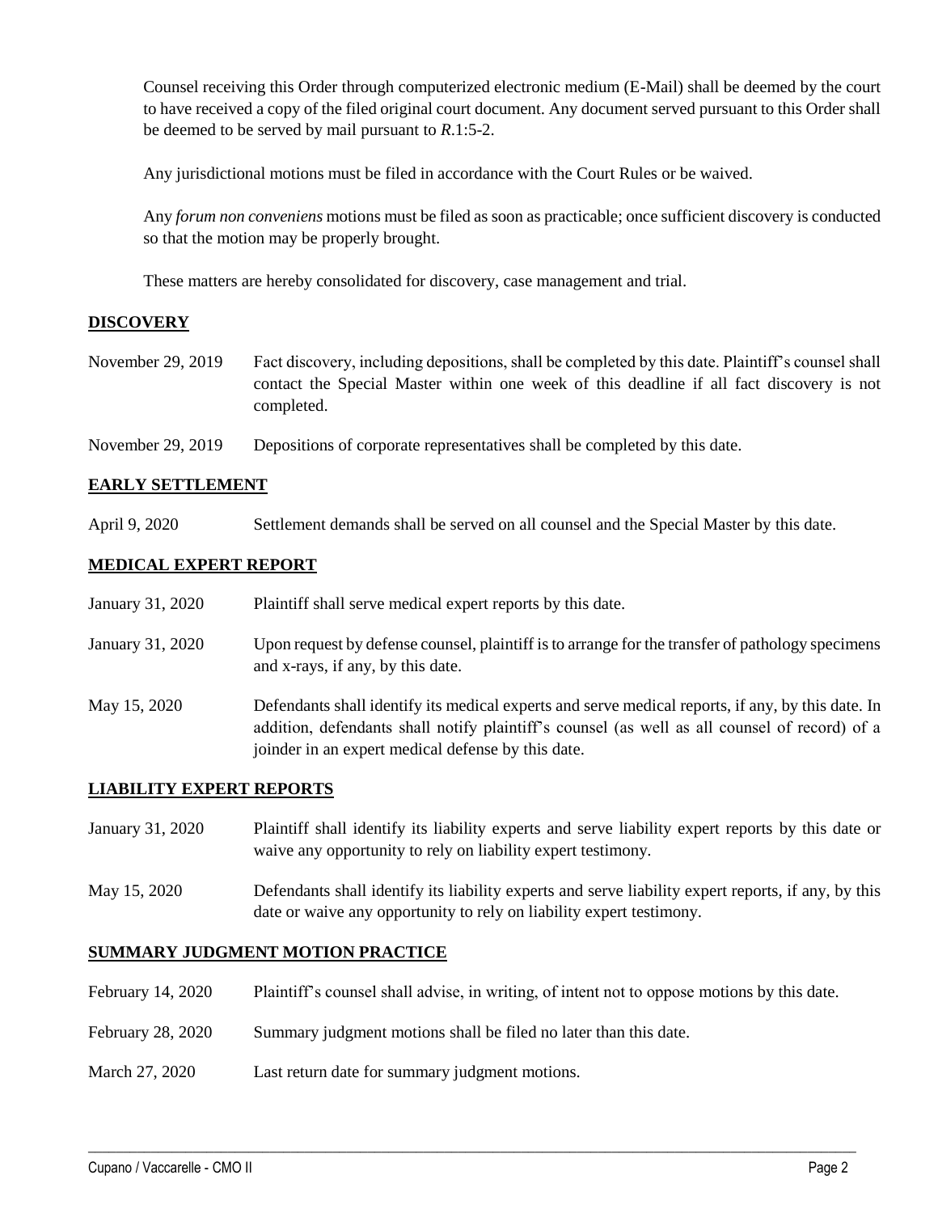Counsel receiving this Order through computerized electronic medium (E-Mail) shall be deemed by the court to have received a copy of the filed original court document. Any document served pursuant to this Order shall be deemed to be served by mail pursuant to *R*.1:5-2.

Any jurisdictional motions must be filed in accordance with the Court Rules or be waived.

Any *forum non conveniens* motions must be filed as soon as practicable; once sufficient discovery is conducted so that the motion may be properly brought.

These matters are hereby consolidated for discovery, case management and trial.

## **DISCOVERY**

| | |
|---|---|
| November 29, 2019 | Fact discovery, including depositions, shall be completed by this date. Plaintiff's counsel shall contact the Special Master within one week of this deadline if all fact discovery is not completed. |
| November 29, 2019 | Depositions of corporate representatives shall be completed by this date. |

## **EARLY SETTLEMENT**

| | |
|---|---|
| April 9, 2020 | Settlement demands shall be served on all counsel and the Special Master by this date. |

## **MEDICAL EXPERT REPORT**

| | |
|---|---|
| January 31, 2020 | Plaintiff shall serve medical expert reports by this date. |
| January 31, 2020 | Upon request by defense counsel, plaintiff is to arrange for the transfer of pathology specimens and x-rays, if any, by this date. |
| May 15, 2020 | Defendants shall identify its medical experts and serve medical reports, if any, by this date. In addition, defendants shall notify plaintiff's counsel (as well as all counsel of record) of a joinder in an expert medical defense by this date. |

## **LIABILITY EXPERT REPORTS**

| | |
|---|---|
| January 31, 2020 | Plaintiff shall identify its liability experts and serve liability expert reports by this date or waive any opportunity to rely on liability expert testimony. |
| May 15, 2020 | Defendants shall identify its liability experts and serve liability expert reports, if any, by this date or waive any opportunity to rely on liability expert testimony. |

## **SUMMARY JUDGMENT MOTION PRACTICE**

| | |
|---|---|
| February 14, 2020 | Plaintiff's counsel shall advise, in writing, of intent not to oppose motions by this date. |
| February 28, 2020 | Summary judgment motions shall be filed no later than this date. |
| March 27, 2020 | Last return date for summary judgment motions. |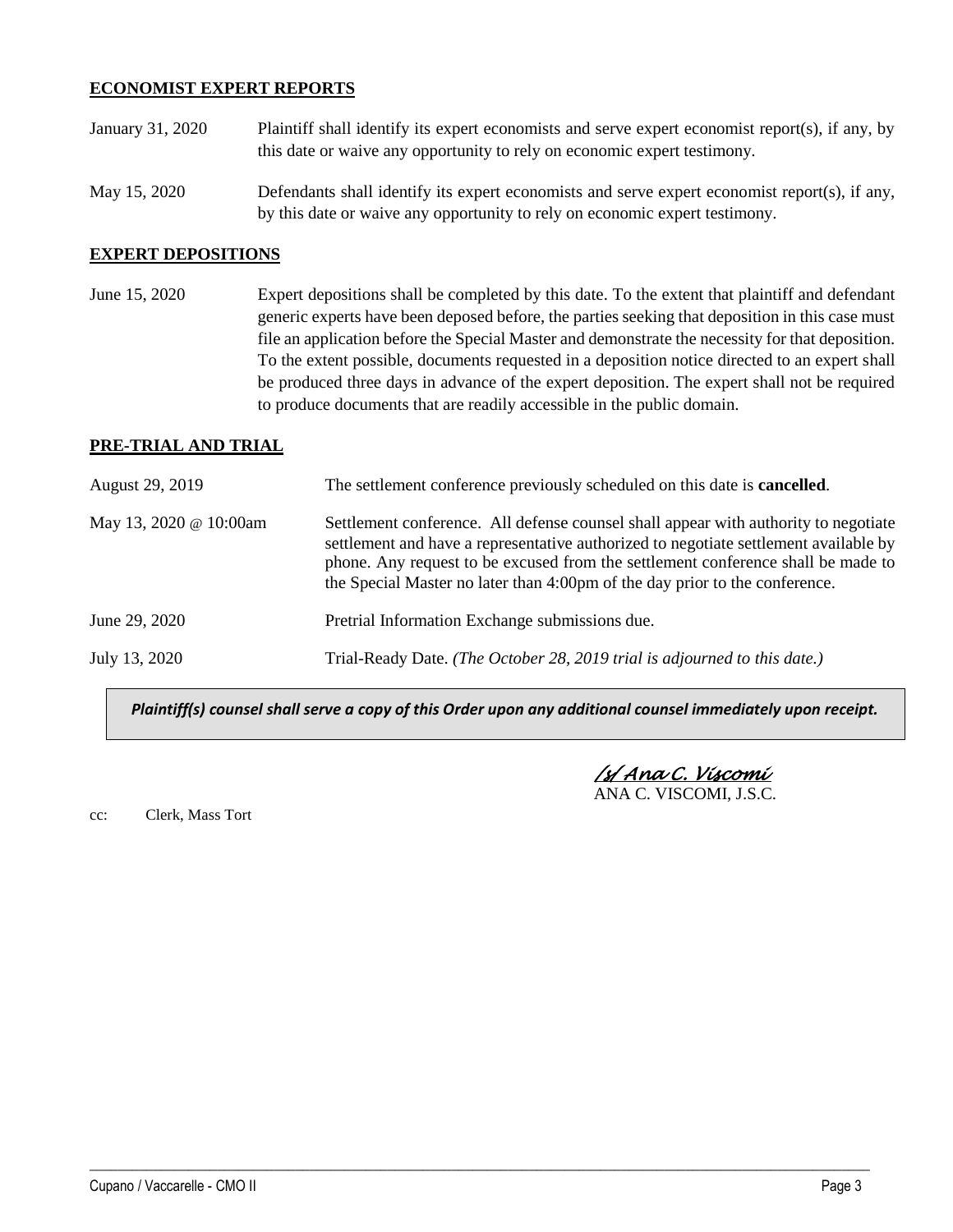**ECONOMIST EXPERT REPORTS**

| | |
|---|---|
| January 31, 2020 | Plaintiff shall identify its expert economists and serve expert economist report(s), if any, by this date or waive any opportunity to rely on economic expert testimony. |
| May 15, 2020 | Defendants shall identify its expert economists and serve expert economist report(s), if any, by this date or waive any opportunity to rely on economic expert testimony. |

**EXPERT DEPOSITIONS**

| | |
|---|---|
| June 15, 2020 | Expert depositions shall be completed by this date. To the extent that plaintiff and defendant generic experts have been deposed before, the parties seeking that deposition in this case must file an application before the Special Master and demonstrate the necessity for that deposition. To the extent possible, documents requested in a deposition notice directed to an expert shall be produced three days in advance of the expert deposition. The expert shall not be required to produce documents that are readily accessible in the public domain. |

**PRE-TRIAL AND TRIAL**

| | |
|---|---|
| August 29, 2019 | The settlement conference previously scheduled on this date is **cancelled**. |
| May 13, 2020 @ 10:00am | Settlement conference. All defense counsel shall appear with authority to negotiate settlement and have a representative authorized to negotiate settlement available by phone. Any request to be excused from the settlement conference shall be made to the Special Master no later than 4:00pm of the day prior to the conference. |
| June 29, 2020 | Pretrial Information Exchange submissions due. |
| July 13, 2020 | Trial-Ready Date. *(The October 28, 2019 trial is adjourned to this date.)* |

***Plaintiff(s) counsel shall serve a copy of this Order upon any additional counsel immediately upon receipt.***

/s/ Ana C. Viscomi
ANA C. VISCOMI, J.S.C.

cc: Clerk, Mass Tort